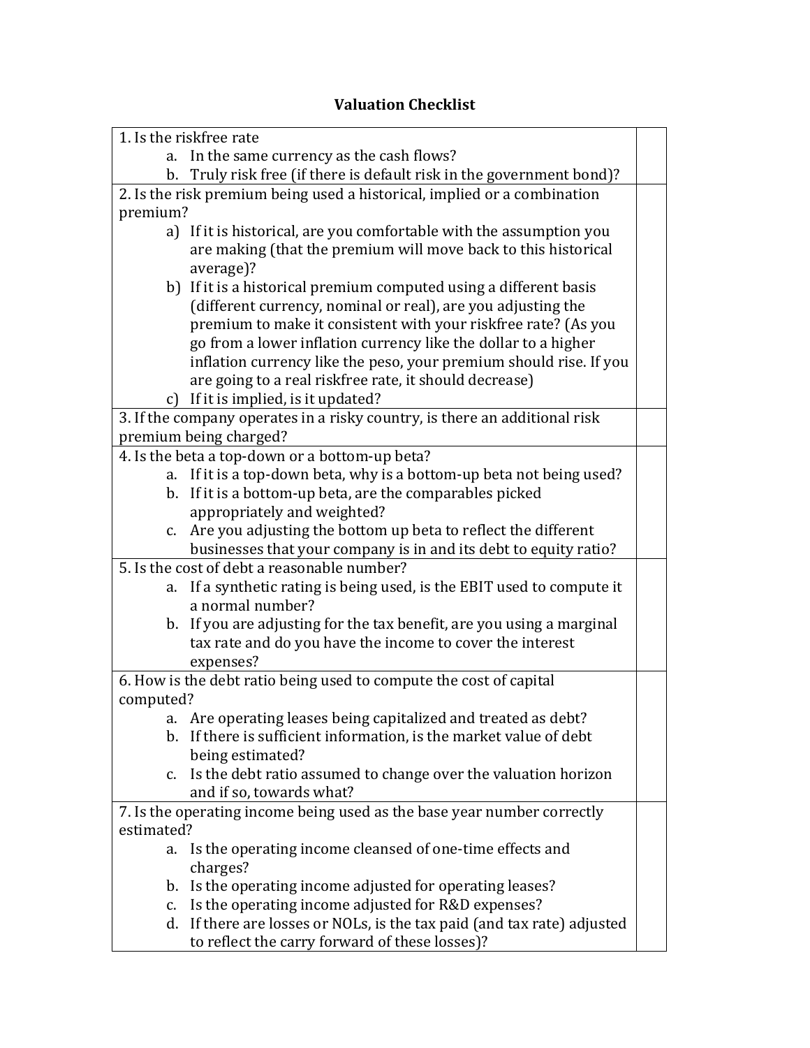# Valuation Checklist

| | |
|---|---|
| 1. Is the riskfree rate<br>a. In the same currency as the cash flows?<br>b. Truly risk free (if there is default risk in the government bond)? | |
| 2. Is the risk premium being used a historical, implied or a combination premium?<br>a) If it is historical, are you comfortable with the assumption you are making (that the premium will move back to this historical average)?<br>b) If it is a historical premium computed using a different basis (different currency, nominal or real), are you adjusting the premium to make it consistent with your riskfree rate? (As you go from a lower inflation currency like the dollar to a higher inflation currency like the peso, your premium should rise. If you are going to a real riskfree rate, it should decrease)<br>c) If it is implied, is it updated? | |
| 3. If the company operates in a risky country, is there an additional risk premium being charged? | |
| 4. Is the beta a top-down or a bottom-up beta?<br>a. If it is a top-down beta, why is a bottom-up beta not being used?<br>b. If it is a bottom-up beta, are the comparables picked appropriately and weighted?<br>c. Are you adjusting the bottom up beta to reflect the different businesses that your company is in and its debt to equity ratio? | |
| 5. Is the cost of debt a reasonable number?<br>a. If a synthetic rating is being used, is the EBIT used to compute it a normal number?<br>b. If you are adjusting for the tax benefit, are you using a marginal tax rate and do you have the income to cover the interest expenses? | |
| 6. How is the debt ratio being used to compute the cost of capital computed?<br>a. Are operating leases being capitalized and treated as debt?<br>b. If there is sufficient information, is the market value of debt being estimated?<br>c. Is the debt ratio assumed to change over the valuation horizon and if so, towards what? | |
| 7. Is the operating income being used as the base year number correctly estimated?<br>a. Is the operating income cleansed of one-time effects and charges?<br>b. Is the operating income adjusted for operating leases?<br>c. Is the operating income adjusted for R&D expenses?<br>d. If there are losses or NOLs, is the tax paid (and tax rate) adjusted to reflect the carry forward of these losses)? | |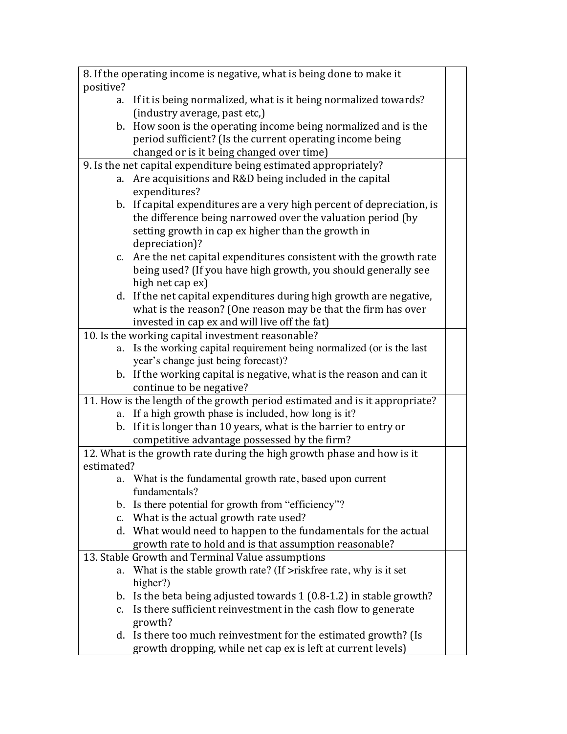| | |
|---|---|
| 8. If the operating income is negative, what is being done to make it positive?<br>a. If it is being normalized, what is it being normalized towards? (industry average, past etc,)<br>b. How soon is the operating income being normalized and is the period sufficient? (Is the current operating income being changed or is it being changed over time) | |
| 9. Is the net capital expenditure being estimated appropriately?<br>a. Are acquisitions and R&D being included in the capital expenditures?<br>b. If capital expenditures are a very high percent of depreciation, is the difference being narrowed over the valuation period (by setting growth in cap ex higher than the growth in depreciation)?<br>c. Are the net capital expenditures consistent with the growth rate being used? (If you have high growth, you should generally see high net cap ex)<br>d. If the net capital expenditures during high growth are negative, what is the reason? (One reason may be that the firm has over invested in cap ex and will live off the fat) | |
| 10. Is the working capital investment reasonable?<br>a. Is the working capital requirement being normalized (or is the last year's change just being forecast)?<br>b. If the working capital is negative, what is the reason and can it continue to be negative? | |
| 11. How is the length of the growth period estimated and is it appropriate?<br>a. If a high growth phase is included, how long is it?<br>b. If it is longer than 10 years, what is the barrier to entry or competitive advantage possessed by the firm? | |
| 12. What is the growth rate during the high growth phase and how is it estimated?<br>a. What is the fundamental growth rate, based upon current fundamentals?<br>b. Is there potential for growth from "efficiency"?<br>c. What is the actual growth rate used?<br>d. What would need to happen to the fundamentals for the actual growth rate to hold and is that assumption reasonable? | |
| 13. Stable Growth and Terminal Value assumptions<br>a. What is the stable growth rate? (If >riskfree rate, why is it set higher?)<br>b. Is the beta being adjusted towards 1 (0.8-1.2) in stable growth?<br>c. Is there sufficient reinvestment in the cash flow to generate growth?<br>d. Is there too much reinvestment for the estimated growth? (Is growth dropping, while net cap ex is left at current levels) | |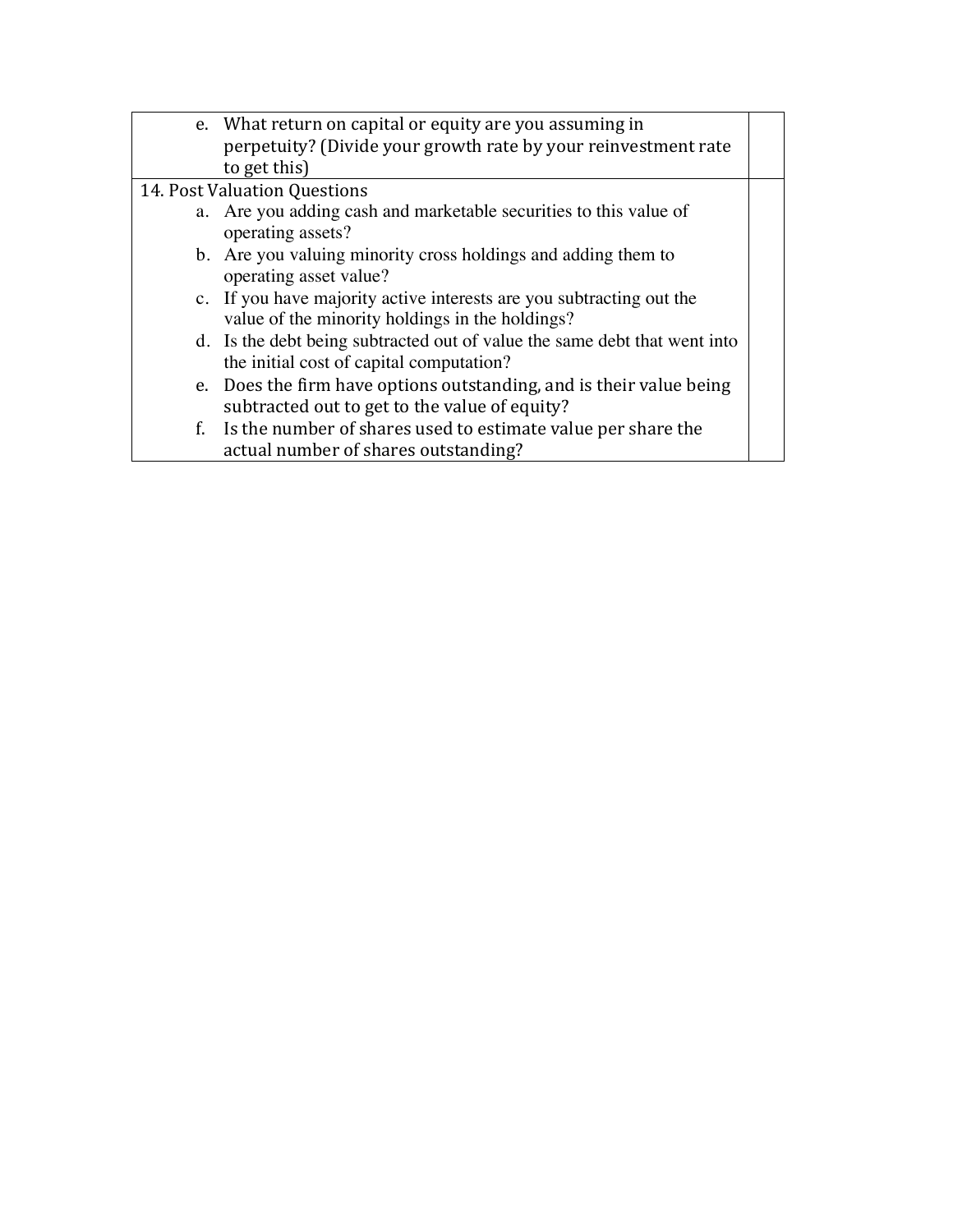| | |
|---|---|
| e. What return on capital or equity are you assuming in perpetuity? (Divide your growth rate by your reinvestment rate to get this) | |
| 14. Post Valuation Questions<br>a. Are you adding cash and marketable securities to this value of operating assets?<br>b. Are you valuing minority cross holdings and adding them to operating asset value?<br>c. If you have majority active interests are you subtracting out the value of the minority holdings in the holdings?<br>d. Is the debt being subtracted out of value the same debt that went into the initial cost of capital computation?<br>e. Does the firm have options outstanding, and is their value being subtracted out to get to the value of equity?<br>f. Is the number of shares used to estimate value per share the actual number of shares outstanding? | |